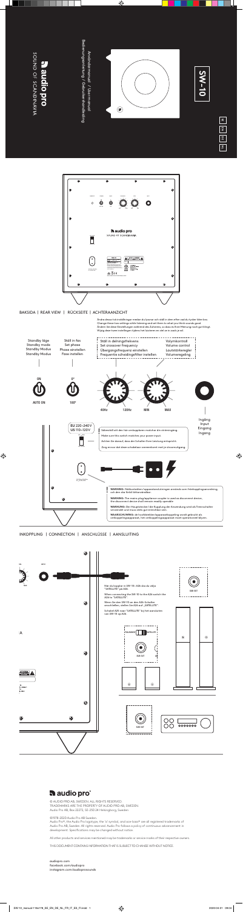# SW-10

SE | EN | DE | NL

Användarmanual / Users manual
Bedienungsanleitung / Gebruikershandleiding

audio pro
SOUND OF SCANDINAVIA

## BAKSIDA | REAR VIEW | RÜCKSEITE | ACHTERAANZICHT

Ändra dessa två inställningar medan du lyssnar och ställ in dem efter vad du tycker låter bra.
Change these two settings while listening and set them to what you think sounds good.
Ändern Sie diese Einstellungen während des Zuhörens, so dass es Ihrer Meinung nach gut klingt.
Wijzig deze twee instellingen tijdens het luisteren en stel ze in zoals je wilt.

Standby läge
Standby mode
Standby Modus
Standby Modus

ON
AUTO ON

Ställ in fas
Set phase
Phase einstellen
Fase instellen

0°
180°

Ställ in delningsfrekvens
Set crossover frequency
Übergangsfrequenz einstellen
Frequentie scheidingsfilter instellen

40Hz 120Hz

Volymkontroll
Volume control
Lautstärkeregler
Volumeregeling

MIN MAX

Ingång
Input
Eingang
Ingang

EU 220–240V
US 110–120V

Säkerställ att den här omkopplaren matchar din strömingång.
Make sure this switch matches your power input.
Achten Sie darauf, dass der Schalter Ihrer Leistung entspricht.
Zorg ervoor dat deze schakelaar overeenkomt met je stroomingang.

**WARNING:** Nätkontakten/apparatkopplingen används som frånkopplingsanordning, och den ska förbli lättanvändbar.

**WARNING:** The mains plug/appliance coupler is used as disconnect device, the disconnect device shall remain readily operable.

**WARNUNG:** Der Hauptstecker/die Kupplung der Anwendung wird als Trennschalter verwendet und muss stets gut erreichbar sein.

**WAARSCHUWING:** de hoofdstekker/apparaatkoppeling wordt gebruikt als ontkoppelingsapparaat, het ontkoppelingsapparaat moet operationeel blijven.

## INKOPPLING | CONNECTION | ANSCHLÜSSE | AANSLUITING

När du kopplar in SW-10 i A26 ska du välja "SATELLITE" på A26.

When connecting the SW-10 to the A26 switch the A26 to "SATELLITE".

Wenn Sie den SW-10 an den A26 Schalter anschließen, stellen Sie A26 auf „SATELLITE".

Schakel A26 naar "SATELLITE" bij het aansluiten van SW-10 op A26

SUB OUT

FULLRANGE | SATELLITE

audio pro®

© AUDIO PRO AB, SWEDEN. ALL RIGHTS RESERVED.
TRADEMARKS ARE THE PROPERTY OF AUDIO PRO AB, SWEDEN.
Audio Pro AB, Box 22272, SE-250 24 Helsingborg, Sweden

©1978-2020 Audio Pro AB Sweden.
Audio Pro®, the Audio Pro logotype, the 'a' symbol, and ace-bass® are all registered trademarks of Audio Pro AB, Sweden. All rights reserved. Audio Pro follows a policy of continuous advancement in development. Specifications may be changed without notice.

All other products and services mentioned may be trademarks or service marks of their respective owners.

THIS DOCUMENT CONTAINS INFORMATION THAT IS SUBJECT TO CHANGE WITHOUT NOTICE.

audiopro.com
facebook.com/audiopro
instagram.com/audioprosounds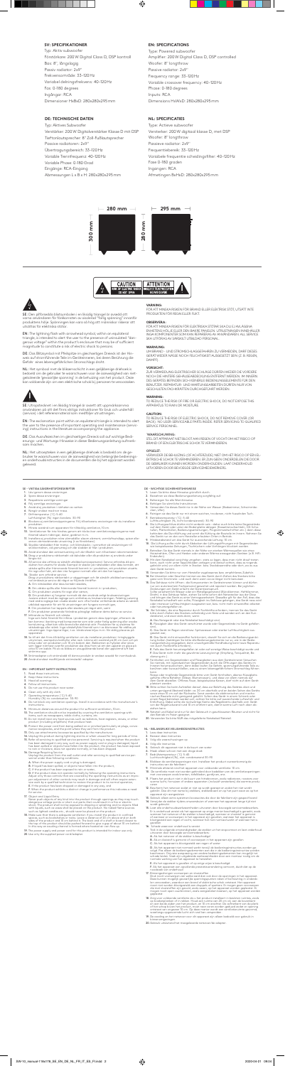## SV: SPECIFIKATIONER

Typ: Aktiv subwoofer
Förstärkare: 200 W Digital Class D, DSP kontroll
Bas: 8", långslagig
Passiv radiator: 2x9"
Frekvensomfång: 33-120 Hz
Variabel delningsfrekvens: 40-120 Hz
Fas: 0-180 grader
Ingångar: RCA
Dimensioner HxBxD: 280x280x295 mm

## DE: TECHNISCHE DATEN

Typ: Aktives Subwoofer
Verstärker: 200 W Digitalverstärker Klasse D mit DSP
Tieftonlautsprecher: 8" Zoll-Rufhubtsprecher
Passive radiatoren: 2x9"
Übertragungsbereich: 33-120 Hz
Variable Trennfrequenz: 40-120 Hz
Variable Phase: 0-180 Grad
Eingänge: RCA-Eingang
Abmessungen L x B x H: 280x280x295 mm

## EN: SPECIFICATIONS

Type: Powered subwoofer
Amplifier: 200 W Digital Class D, DSP controlled
Woofer: 8" longthrow
Passive radiator: 2x9"
Frequency range: 33-120 Hz
Variable crossover frequency: 40-120 Hz
Phase: 0-180 degrees
Inputs: RCA
Dimensions HxWxD: 280x280x295 mm

## NL: SPECIFICATIES

Type: Actieve subwoofer
Versterker: 200 W digitaal klasse D, met DSP
Woofer: 8" longthrow
Passieve radiator: 2x9"
Frequentiebereik: 33-120 Hz
Variabele frequentie scheidingsfilter: 40-120 Hz
Fase 0-180 graden
Ingangen: RCA
Afmetingen BxHxD: 280x280x295 mm

280 mm

300 mm

295 mm

300 mm

**CAUTION** RISK OF ELECTRIC SHOCK DO NOT OPEN

**ATTENTION** RISQUE DE CHOC ELECTRIQUE NE PAS OUVRIR

**SE:** Den pilförsedda blixtsymbolen i en liksidig triangel är avsedd att varna användaren för förekomsten av oisolerad "farlig spänning" innanför produktens hölje. Spänningen kan vara så hög att människor riskerar att utsättas för elektriska stötar.

**EN:** The lightning flash with arrowhead symbol, within an equilateral triangle, is intended to alert the user to the presence of uninsulated "dangerous voltage" within the product's enclosure that may be of sufficient magnitude to constitute a risk of electric shock to persons.

**DE:** Das Blitzsymbol mit Pfeilspitze im gleichseitigen Dreieck ist der Hinweis auf stromführende Teile im Geräteinneren, bei deren Berührung die Gefahr eines lebensgefährlichen Stromschlags droht.

**NL:** Het symbool met de bliksemschicht in een gelijkzijdige driehoek is bedoeld om de gebruiker te waarschuwen voor de aanwezigheid van niet-geïsoleerde "gevaarlijke spanning" in de behuizing van het product. Deze kan voldoende zijn om een elektrische schok bij personen te veroorzaken.

**SE:** Utropstecknet i en liksidig triangel är avsett att uppmärksamma användaren på att det finns viktiga instruktioner för bruk och underhåll (service) i det informationsmaterial som medföljer utrustningen.

**EN:** The exclamation point within an equilateral triangle is intended to alert the user to the presence of important operating and maintenance (servicing) instructions in the literature accompanying the appliance.

**DE:** Das Ausrufezeichen im gleichseitigen Dreieck soll auf wichtige Bedienungs- und Wartungs-Hinweise in dieser Bedienungsanleitung aufmerksam machen.

**NL:** Het uitroepteken in een gelijkzijdige driehoek is bedoeld om de gebruiker te waarschuwen voor de aanwezigheid van belangrijke bedienings- en onderhoudsinstructies in de documenten die bij het apparaat worden geleverd.

### VARNING:

FÖR ATT MINSKA RISKEN FÖR BRAND ELLER ELEKTRISK STÖT, UTSÄTT INTE PRODUKTEN FÖR REGN ELLER FUKT.

### OBSERVERA:

FÖR ATT MINSKA RISKEN FÖR ELEKTRISK STÖTAR SKA DU EJ AVLÄGSNA ENHETENS HÖLJE ELLER BAKRE PANELEN. UTRUSTNINGEN INNEHÅLLER INGA KOMPONENTER SOM KAN REPARERAS AV ANVÄNDAREN. ALL SERVICE SKA UTFÖRAS AV SÄRSKILT UTBILDAD PERSONAL.

### WARNUNG:

UM BRAND - UND STROMSCHLAGGEFAHREN ZU VERMEIDEN, DARF DIESES GERÄT WEDER NÄSSE NOCH FEUCHTIGKEIT AUSGESETZT SEIN (Z. B. REGEN, DAMPF).

### VORSICHT:

ZUR VERMEIDUNG ELEKTRISCHER SCHLÄGE DÜRFEN WEDER DIE VORDERE NOCH DIE HINTERE GEHÄUSEABDECKUNG ENTFERNT WERDEN. IM INNEREN DES GERÄTES BEFINDEN SICH KEINERLEI BEDIENUNGSELEMENTE FÜR DEN BENUTZER. REPARATUREN UND WARTUNGSARBEITEN DÜRFEN NUR VON GESCHULTEN FACHKRÄFTEN DURCHGEFÜHRT WERDEN.

### WARNING:

TO REDUCE THE RISK OF FIRE OR ELECTRIC SHOCK, DO NOT EXPOSE THIS APPARATUS TO RAIN OR MOISTURE.

### CAUTION:

TO REDUCE THE RISK OF ELECTRIC SHOCK, DO NOT REMOVE COVER (OR BACK). NO USER-SERVICEABLE PARTS INSIDE. REFER SERVICING TO QUALIFIED SERVICE PERSONNEL.

### WAARSCHUWING:

STEL DIT APPARAAT NIET BLOOT AAN REGEN OF VOCHT OM HET RISICO OP BRAND OF ELEKTRISCHE SCHOK TE VERMINDEREN.

### OPGELET:

VERWIJDER DE BEHUIZING (OF ACHTERZIJDE) NIET OM HET RISICO OP ELEKTRISCHE SCHOK TE VERMINDEREN. ER ZIJN GEEN ONDERDELEN DIE DOOR DE GEBRUIKER KUNNEN WORDEN ONDERHOUDEN. LAAT ONDERHOUD UITVOEREN DOOR BEVOEGDE SERVICEMEDEWERKERS.

## SE - VIKTIGA SÄKERHETSFÖRESKRIFTER

1. Läs igenom dessa anvisningar.
2. Spara dessa anvisningar.
3. Respektera samtliga varningar.
4. Följ samtliga anvisningar.
5. Använd ej produkten i närheten av vatten.
6. Rengör endast med torr trasa.
7. Drifttemperatur: 0 °C/5-40
 Luftfuktighet (%), ingen kondens: 35-90

## DE - WICHTIGE SICHERHEITSHINWEISE

1. Lesen Sie bitte diese Hinweise gründlich durch.
2. Bewahren sie diese Hinweise anschließend sorgfältig auf.
3. Befolgen Sie alle Warnhinweise.
4. Befolgen Sie sämtliche Instruktionen.
5. Verwenden Sie dieses Gerät nicht in der Nähe von Wasser.
6. Reinigen Sie das Gerät nur mit einem trockenen, trocknen, nicht fusselnden Tuch.
7. Betriebstemperatur: 0 °C/5-40
 Luftfeuchtigkeit (%), nicht kondensierend: 35-90

## EN - IMPORTANT SAFETY INSTRUCTIONS

1. Read these instructions.
2. Keep these instructions.
3. Heed all warnings.
4. Follow all instructions.
5. Do not use this product near water.
6. Clean only with dry cloth.
7. Operating temperature: 0 °C/5-40
 Humidity (%) no condensation: 35-90

## NL - BELANGRIJKE VEILIGHEIDSINSTRUCTIES

1. Lees deze instructies.
2. Bewaar deze instructies.
3. Volg alle waarschuwingen op.
4. Volg alle instructies.
5. Gebruik dit apparaat niet in de buurt van water.
6. Enkel reinigen met een droge doek.
7. Bedrijfstemperatuur: 0 °C/5-40
 Luchtvochtigheid (%), niet condenserend: 35-90